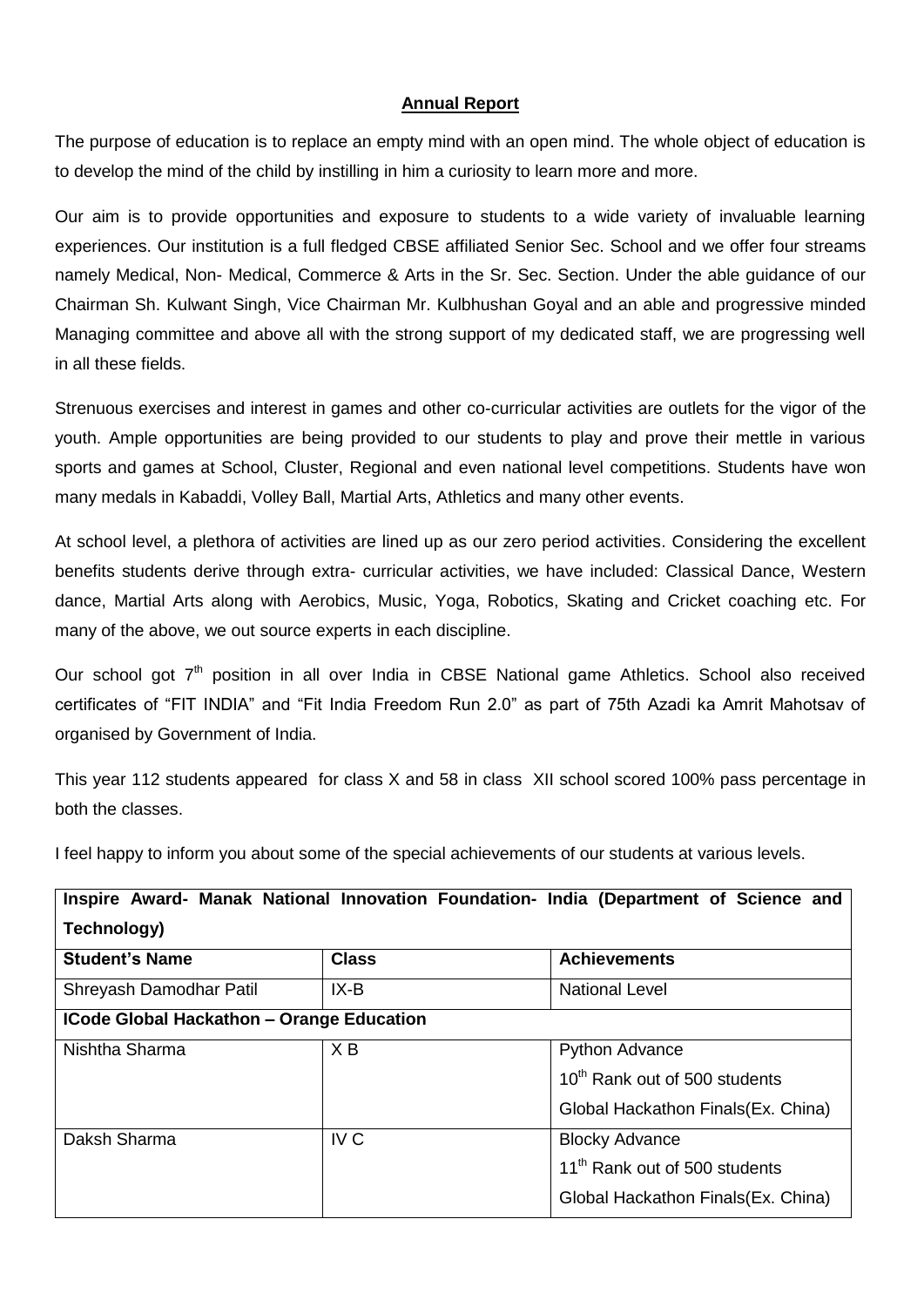**Annual Report**

The purpose of education is to replace an empty mind with an open mind. The whole object of education is to develop the mind of the child by instilling in him a curiosity to learn more and more.

Our aim is to provide opportunities and exposure to students to a wide variety of invaluable learning experiences. Our institution is a full fledged CBSE affiliated Senior Sec. School and we offer four streams namely Medical, Non- Medical, Commerce & Arts in the Sr. Sec. Section. Under the able guidance of our Chairman Sh. Kulwant Singh, Vice Chairman Mr. Kulbhushan Goyal and an able and progressive minded Managing committee and above all with the strong support of my dedicated staff, we are progressing well in all these fields.

Strenuous exercises and interest in games and other co-curricular activities are outlets for the vigor of the youth. Ample opportunities are being provided to our students to play and prove their mettle in various sports and games at School, Cluster, Regional and even national level competitions. Students have won many medals in Kabaddi, Volley Ball, Martial Arts, Athletics and many other events.

At school level, a plethora of activities are lined up as our zero period activities. Considering the excellent benefits students derive through extra- curricular activities, we have included: Classical Dance, Western dance, Martial Arts along with Aerobics, Music, Yoga, Robotics, Skating and Cricket coaching etc. For many of the above, we out source experts in each discipline.

Our school got 7th position in all over India in CBSE National game Athletics. School also received certificates of "FIT INDIA" and "Fit India Freedom Run 2.0" as part of 75th Azadi ka Amrit Mahotsav of organised by Government of India.

This year 112 students appeared for class X and 58 in class XII school scored 100% pass percentage in both the classes.

I feel happy to inform you about some of the special achievements of our students at various levels.

| **Inspire Award- Manak National Innovation Foundation- India (Department of Science and Technology)** | | |
|---|---|---|
| **Student's Name** | **Class** | **Achievements** |
| Shreyash Damodhar Patil | IX-B | National Level |
| **ICode Global Hackathon – Orange Education** | | |
| Nishtha Sharma | X B | Python Advance<br>10th Rank out of 500 students<br>Global Hackathon Finals(Ex. China) |
| Daksh Sharma | IV C | Blocky Advance<br>11th Rank out of 500 students<br>Global Hackathon Finals(Ex. China) |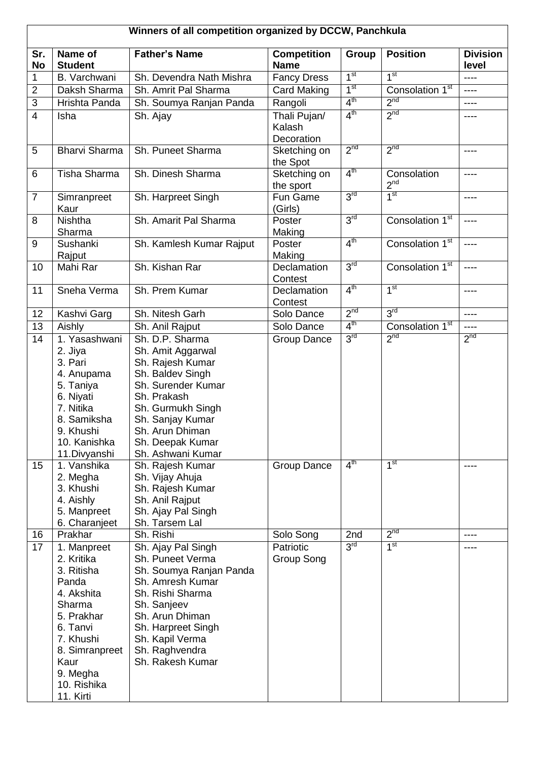**Winners of all competition organized by DCCW, Panchkula**

| Sr. No | Name of Student | Father's Name | Competition Name | Group | Position | Division level |
|---|---|---|---|---|---|---|
| 1 | B. Varchwani | Sh. Devendra Nath Mishra | Fancy Dress | 1st | 1st | ---- |
| 2 | Daksh Sharma | Sh. Amrit Pal Sharma | Card Making | 1st | Consolation 1st | ---- |
| 3 | Hrishta Panda | Sh. Soumya Ranjan Panda | Rangoli | 4th | 2nd | ---- |
| 4 | Isha | Sh. Ajay | Thali Pujan/ Kalash Decoration | 4th | 2nd | ---- |
| 5 | Bharvi Sharma | Sh. Puneet Sharma | Sketching on the Spot | 2nd | 2nd | ---- |
| 6 | Tisha Sharma | Sh. Dinesh Sharma | Sketching on the sport | 4th | Consolation 2nd | ---- |
| 7 | Simranpreet Kaur | Sh. Harpreet Singh | Fun Game (Girls) | 3rd | 1st | ---- |
| 8 | Nishtha Sharma | Sh. Amarit Pal Sharma | Poster Making | 3rd | Consolation 1st | ---- |
| 9 | Sushanki Rajput | Sh. Kamlesh Kumar Rajput | Poster Making | 4th | Consolation 1st | ---- |
| 10 | Mahi Rar | Sh. Kishan Rar | Declamation Contest | 3rd | Consolation 1st | ---- |
| 11 | Sneha Verma | Sh. Prem Kumar | Declamation Contest | 4th | 1st | ---- |
| 12 | Kashvi Garg | Sh. Nitesh Garh | Solo Dance | 2nd | 3rd | ---- |
| 13 | Aishly | Sh. Anil Rajput | Solo Dance | 4th | Consolation 1st | ---- |
| 14 | 1. Yasashwani<br>2. Jiya<br>3. Pari<br>4. Anupama<br>5. Taniya<br>6. Niyati<br>7. Nitika<br>8. Samiksha<br>9. Khushi<br>10. Kanishka<br>11.Divyanshi | Sh. D.P. Sharma<br>Sh. Amit Aggarwal<br>Sh. Rajesh Kumar<br>Sh. Baldev Singh<br>Sh. Surender Kumar<br>Sh. Prakash<br>Sh. Gurmukh Singh<br>Sh. Sanjay Kumar<br>Sh. Arun Dhiman<br>Sh. Deepak Kumar<br>Sh. Ashwani Kumar | Group Dance | 3rd | 2nd | 2nd |
| 15 | 1. Vanshika<br>2. Megha<br>3. Khushi<br>4. Aishly<br>5. Manpreet<br>6. Charanjeet | Sh. Rajesh Kumar<br>Sh. Vijay Ahuja<br>Sh. Rajesh Kumar<br>Sh. Anil Rajput<br>Sh. Ajay Pal Singh<br>Sh. Tarsem Lal | Group Dance | 4th | 1st | ---- |
| 16 | Prakhar | Sh. Rishi | Solo Song | 2nd | 2nd | ---- |
| 17 | 1. Manpreet<br>2. Kritika<br>3. Ritisha Panda<br>4. Akshita Sharma<br>5. Prakhar<br>6. Tanvi<br>7. Khushi<br>8. Simranpreet Kaur<br>9. Megha<br>10. Rishika<br>11. Kirti | Sh. Ajay Pal Singh<br>Sh. Puneet Verma<br>Sh. Soumya Ranjan Panda<br>Sh. Amresh Kumar<br>Sh. Rishi Sharma<br>Sh. Sanjeev<br>Sh. Arun Dhiman<br>Sh. Harpreet Singh<br>Sh. Kapil Verma<br>Sh. Raghvendra<br>Sh. Rakesh Kumar | Patriotic Group Song | 3rd | 1st | ---- |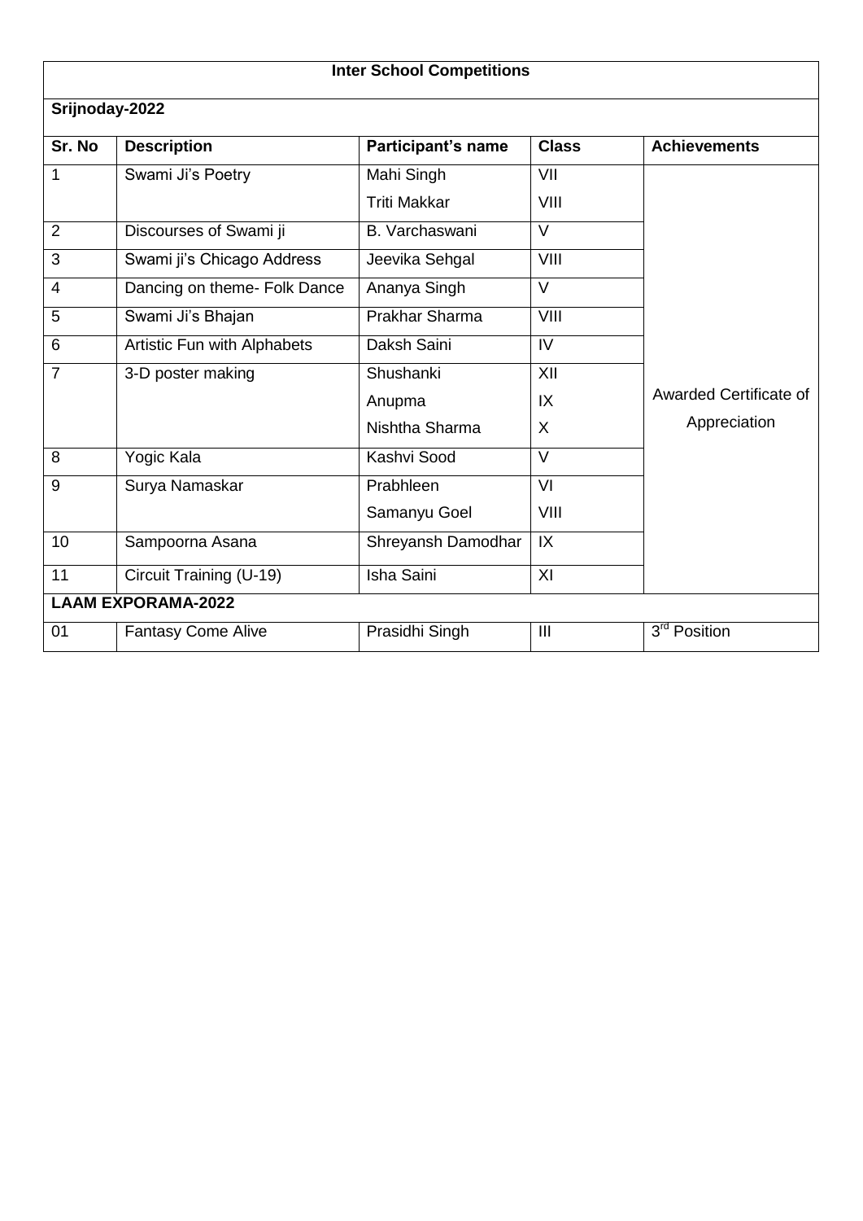**Inter School Competitions**

**Srijnoday-2022**

| Sr. No | Description | Participant's name | Class | Achievements |
|---|---|---|---|---|
| 1 | Swami Ji's Poetry | Mahi Singh<br>Triti Makkar | VII<br>VIII | Awarded Certificate of Appreciation |
| 2 | Discourses of Swami ji | B. Varchaswani | V | |
| 3 | Swami ji's Chicago Address | Jeevika Sehgal | VIII | |
| 4 | Dancing on theme- Folk Dance | Ananya Singh | V | |
| 5 | Swami Ji's Bhajan | Prakhar Sharma | VIII | |
| 6 | Artistic Fun with Alphabets | Daksh Saini | IV | |
| 7 | 3-D poster making | Shushanki<br>Anupma<br>Nishtha Sharma | XII<br>IX<br>X | |
| 8 | Yogic Kala | Kashvi Sood | V | |
| 9 | Surya Namaskar | Prabhleen<br>Samanyu Goel | VI<br>VIII | |
| 10 | Sampoorna Asana | Shreyansh Damodhar | IX | |
| 11 | Circuit Training (U-19) | Isha Saini | XI | |
| **LAAM EXPORAMA-2022** | | | | |
| 01 | Fantasy Come Alive | Prasidhi Singh | III | 3rd Position |